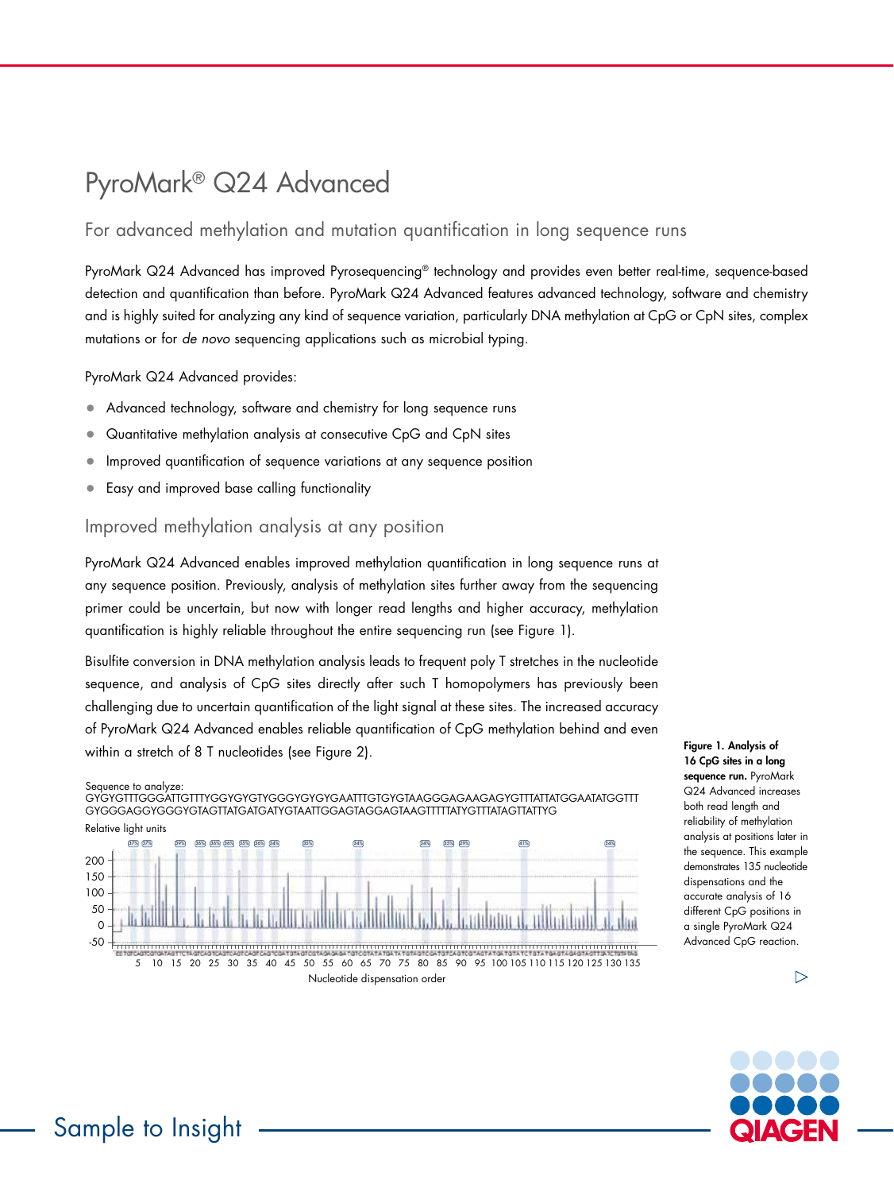# PyroMark® Q24 Advanced

## For advanced methylation and mutation quantification in long sequence runs

PyroMark Q24 Advanced has improved Pyrosequencing® technology and provides even better real-time, sequence-based detection and quantification than before. PyroMark Q24 Advanced features advanced technology, software and chemistry and is highly suited for analyzing any kind of sequence variation, particularly DNA methylation at CpG or CpN sites, complex mutations or for *de novo* sequencing applications such as microbial typing.

PyroMark Q24 Advanced provides:

- Advanced technology, software and chemistry for long sequence runs
- Quantitative methylation analysis at consecutive CpG and CpN sites
- Improved quantification of sequence variations at any sequence position
- Easy and improved base calling functionality

## Improved methylation analysis at any position

PyroMark Q24 Advanced enables improved methylation quantification in long sequence runs at any sequence position. Previously, analysis of methylation sites further away from the sequencing primer could be uncertain, but now with longer read lengths and higher accuracy, methylation quantification is highly reliable throughout the entire sequencing run (see Figure 1).

Bisulfite conversion in DNA methylation analysis leads to frequent poly T stretches in the nucleotide sequence, and analysis of CpG sites directly after such T homopolymers has previously been challenging due to uncertain quantification of the light signal at these sites. The increased accuracy of PyroMark Q24 Advanced enables reliable quantification of CpG methylation behind and even within a stretch of 8 T nucleotides (see Figure 2).

Sequence to analyze:
GYGYGTTTGGGATTGTTTYGGYGYGTYGGGYGYGYGAATTTGTGYGTAAGGGAGAAGAGYGTTTATTATGGAATATGGTTT
GYGGGAGGYGGGYGTAGTTATGATGATYGTAATTGGAGTAGGAGTAAGTTTTTATYGTTTATAGTTATTYG

**Figure 1. Analysis of 16 CpG sites in a long sequence run.** PyroMark Q24 Advanced increases both read length and reliability of methylation analysis at positions later in the sequence. This example demonstrates 135 nucleotide dispensations and the accurate analysis of 16 different CpG positions in a single PyroMark Q24 Advanced CpG reaction.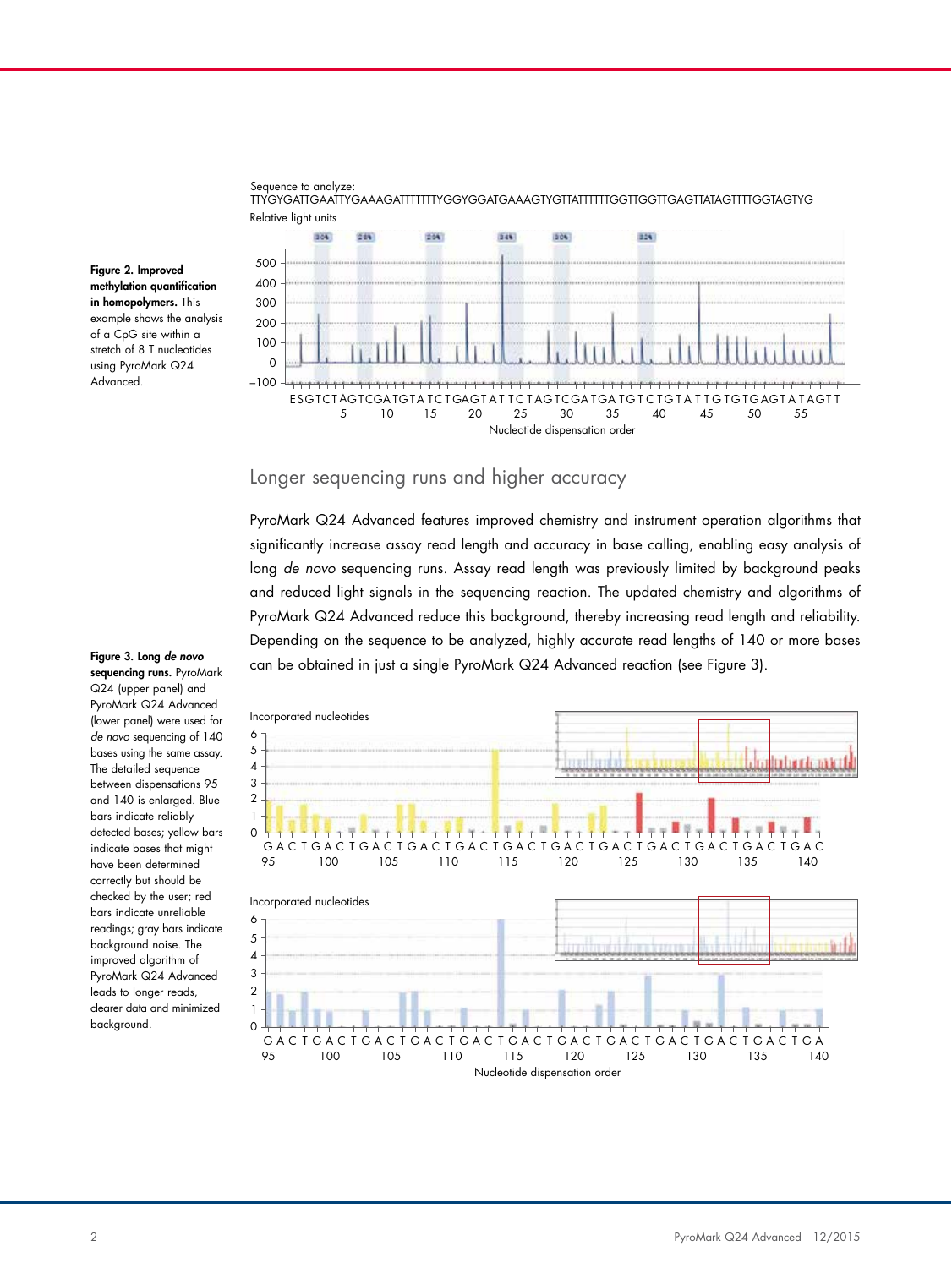**Figure 2. Improved methylation quantification in homopolymers.** This example shows the analysis of a CpG site within a stretch of 8 T nucleotides using PyroMark Q24 Advanced.

Sequence to analyze:
TTYGYGATTGAATTYGAAAGATTTTTTTYGGYGGATGAAAGTYGTTATTTTTTGGTTGGTTGAGTTATAGTTTTGGTAGTYG

## Longer sequencing runs and higher accuracy

PyroMark Q24 Advanced features improved chemistry and instrument operation algorithms that significantly increase assay read length and accuracy in base calling, enabling easy analysis of long *de novo* sequencing runs. Assay read length was previously limited by background peaks and reduced light signals in the sequencing reaction. The updated chemistry and algorithms of PyroMark Q24 Advanced reduce this background, thereby increasing read length and reliability. Depending on the sequence to be analyzed, highly accurate read lengths of 140 or more bases can be obtained in just a single PyroMark Q24 Advanced reaction (see Figure 3).

**Figure 3. Long *de novo* sequencing runs.** PyroMark Q24 (upper panel) and PyroMark Q24 Advanced (lower panel) were used for *de novo* sequencing of 140 bases using the same assay. The detailed sequence between dispensations 95 and 140 is enlarged. Blue bars indicate reliably detected bases; yellow bars indicate bases that might have been determined correctly but should be checked by the user; red bars indicate unreliable readings; gray bars indicate background noise. The improved algorithm of PyroMark Q24 Advanced leads to longer reads, clearer data and minimized background.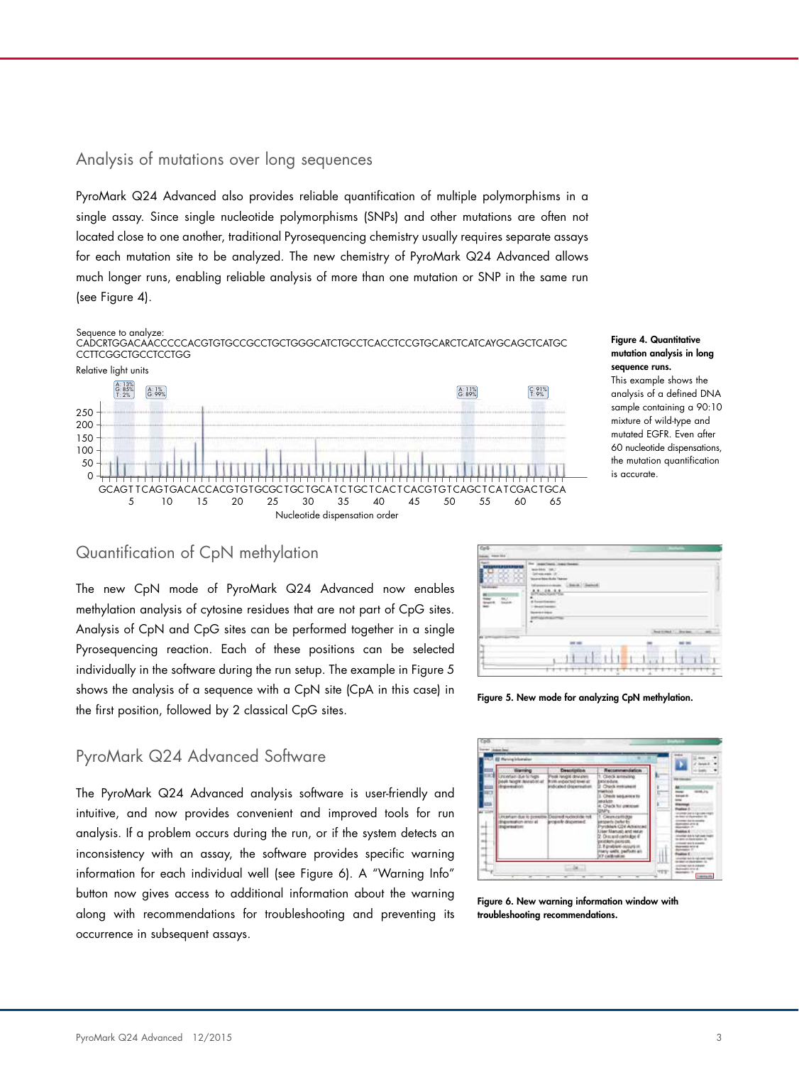## Analysis of mutations over long sequences

PyroMark Q24 Advanced also provides reliable quantification of multiple polymorphisms in a single assay. Since single nucleotide polymorphisms (SNPs) and other mutations are often not located close to one another, traditional Pyrosequencing chemistry usually requires separate assays for each mutation site to be analyzed. The new chemistry of PyroMark Q24 Advanced allows much longer runs, enabling reliable analysis of more than one mutation or SNP in the same run (see Figure 4).

Sequence to analyze:
CADCRTGGACAACCCCCACGTGTGCCGCCTGCTGGGCATCTGCCTCACCTCCGTGCARCTCATCAYGCAGCTCATGCCCTTCGGCTGCCTCCTGG

**Figure 4. Quantitative mutation analysis in long sequence runs.** This example shows the analysis of a defined DNA sample containing a 90:10 mixture of wild-type and mutated EGFR. Even after 60 nucleotide dispensations, the mutation quantification is accurate.

## Quantification of CpN methylation

The new CpN mode of PyroMark Q24 Advanced now enables methylation analysis of cytosine residues that are not part of CpG sites. Analysis of CpN and CpG sites can be performed together in a single Pyrosequencing reaction. Each of these positions can be selected individually in the software during the run setup. The example in Figure 5 shows the analysis of a sequence with a CpN site (CpA in this case) in the first position, followed by 2 classical CpG sites.

**Figure 5. New mode for analyzing CpN methylation.**

## PyroMark Q24 Advanced Software

The PyroMark Q24 Advanced analysis software is user-friendly and intuitive, and now provides convenient and improved tools for run analysis. If a problem occurs during the run, or if the system detects an inconsistency with an assay, the software provides specific warning information for each individual well (see Figure 6). A "Warning Info" button now gives access to additional information about the warning along with recommendations for troubleshooting and preventing its occurrence in subsequent assays.

**Figure 6. New warning information window with troubleshooting recommendations.**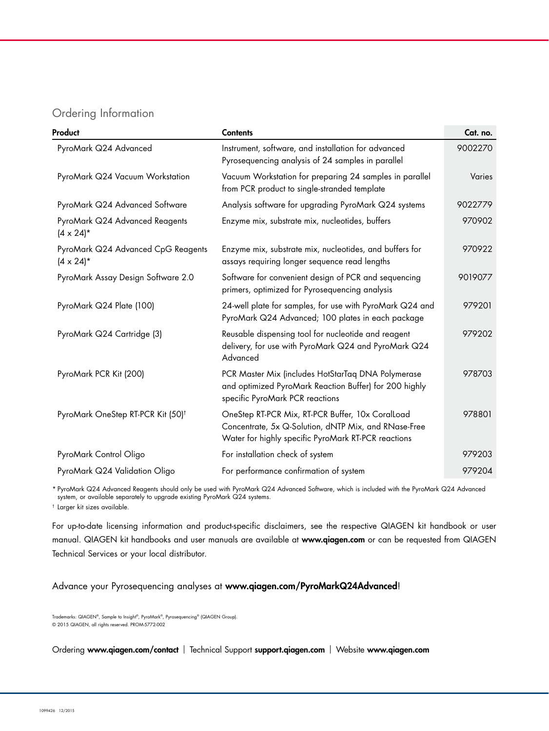## Ordering Information

| Product | Contents | Cat. no. |
|---|---|---|
| PyroMark Q24 Advanced | Instrument, software, and installation for advanced Pyrosequencing analysis of 24 samples in parallel | 9002270 |
| PyroMark Q24 Vacuum Workstation | Vacuum Workstation for preparing 24 samples in parallel from PCR product to single-stranded template | Varies |
| PyroMark Q24 Advanced Software | Analysis software for upgrading PyroMark Q24 systems | 9022779 |
| PyroMark Q24 Advanced Reagents (4 x 24)* | Enzyme mix, substrate mix, nucleotides, buffers | 970902 |
| PyroMark Q24 Advanced CpG Reagents (4 x 24)* | Enzyme mix, substrate mix, nucleotides, and buffers for assays requiring longer sequence read lengths | 970922 |
| PyroMark Assay Design Software 2.0 | Software for convenient design of PCR and sequencing primers, optimized for Pyrosequencing analysis | 9019077 |
| PyroMark Q24 Plate (100) | 24-well plate for samples, for use with PyroMark Q24 and PyroMark Q24 Advanced; 100 plates in each package | 979201 |
| PyroMark Q24 Cartridge (3) | Reusable dispensing tool for nucleotide and reagent delivery, for use with PyroMark Q24 and PyroMark Q24 Advanced | 979202 |
| PyroMark PCR Kit (200) | PCR Master Mix (includes HotStarTaq DNA Polymerase and optimized PyroMark Reaction Buffer) for 200 highly specific PyroMark PCR reactions | 978703 |
| PyroMark OneStep RT-PCR Kit (50)† | OneStep RT-PCR Mix, RT-PCR Buffer, 10x CoralLoad Concentrate, 5x Q-Solution, dNTP Mix, and RNase-Free Water for highly specific PyroMark RT-PCR reactions | 978801 |
| PyroMark Control Oligo | For installation check of system | 979203 |
| PyroMark Q24 Validation Oligo | For performance confirmation of system | 979204 |

* PyroMark Q24 Advanced Reagents should only be used with PyroMark Q24 Advanced Software, which is included with the PyroMark Q24 Advanced system, or available separately to upgrade existing PyroMark Q24 systems.

† Larger kit sizes available.

For up-to-date licensing information and product-specific disclaimers, see the respective QIAGEN kit handbook or user manual. QIAGEN kit handbooks and user manuals are available at **www.qiagen.com** or can be requested from QIAGEN Technical Services or your local distributor.

Advance your Pyrosequencing analyses at **www.qiagen.com/PyroMarkQ24Advanced**!

Trademarks: QIAGEN®, Sample to Insight®, PyroMark®, Pyrosequencing® (QIAGEN Group).
© 2015 QIAGEN, all rights reserved. PROM-5772-002

Ordering **www.qiagen.com/contact** | Technical Support **support.qiagen.com** | Website **www.qiagen.com**

1099426 12/2015